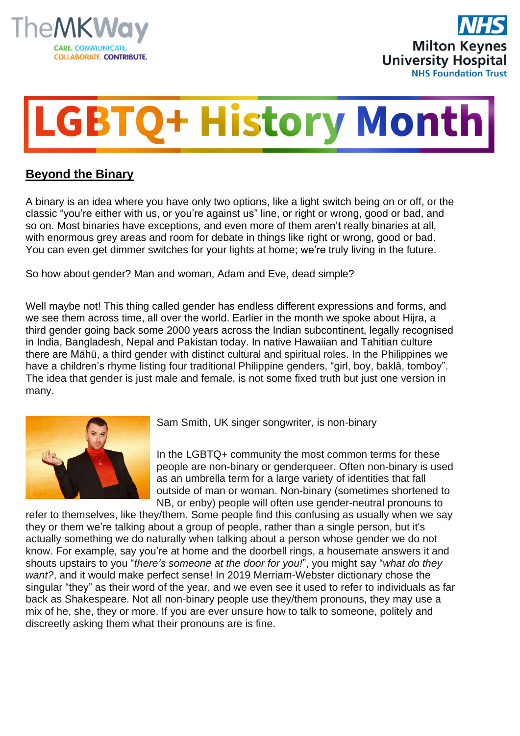TheMKWay

CARE. COMMUNICATE. COLLABORATE. CONTRIBUTE.

NHS Milton Keynes University Hospital NHS Foundation Trust

# LGBTQ+ History Month

## Beyond the Binary

A binary is an idea where you have only two options, like a light switch being on or off, or the classic “you’re either with us, or you’re against us” line, or right or wrong, good or bad, and so on. Most binaries have exceptions, and even more of them aren’t really binaries at all, with enormous grey areas and room for debate in things like right or wrong, good or bad. You can even get dimmer switches for your lights at home; we’re truly living in the future.

So how about gender? Man and woman, Adam and Eve, dead simple?

Well maybe not! This thing called gender has endless different expressions and forms, and we see them across time, all over the world. Earlier in the month we spoke about Hijra, a third gender going back some 2000 years across the Indian subcontinent, legally recognised in India, Bangladesh, Nepal and Pakistan today. In native Hawaiian and Tahitian culture there are Māhū, a third gender with distinct cultural and spiritual roles. In the Philippines we have a children’s rhyme listing four traditional Philippine genders, “girl, boy, baklâ, tomboy”. The idea that gender is just male and female, is not some fixed truth but just one version in many.

Sam Smith, UK singer songwriter, is non-binary

In the LGBTQ+ community the most common terms for these people are non-binary or genderqueer. Often non-binary is used as an umbrella term for a large variety of identities that fall outside of man or woman. Non-binary (sometimes shortened to NB, or enby) people will often use gender-neutral pronouns to refer to themselves, like they/them. Some people find this confusing as usually when we say they or them we’re talking about a group of people, rather than a single person, but it's actually something we do naturally when talking about a person whose gender we do not know. For example, say you’re at home and the doorbell rings, a housemate answers it and shouts upstairs to you “*there’s someone at the door for you!*”, you might say “*what do they want?*, and it would make perfect sense! In 2019 Merriam-Webster dictionary chose the singular “they” as their word of the year, and we even see it used to refer to individuals as far back as Shakespeare. Not all non-binary people use they/them pronouns, they may use a mix of he, she, they or more. If you are ever unsure how to talk to someone, politely and discreetly asking them what their pronouns are is fine.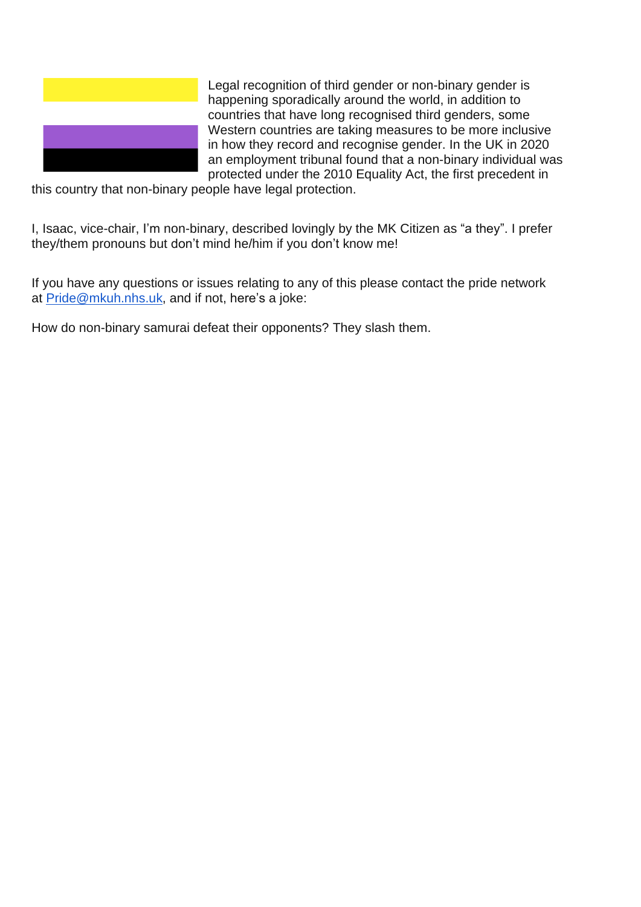Legal recognition of third gender or non-binary gender is happening sporadically around the world, in addition to countries that have long recognised third genders, some Western countries are taking measures to be more inclusive in how they record and recognise gender. In the UK in 2020 an employment tribunal found that a non-binary individual was protected under the 2010 Equality Act, the first precedent in this country that non-binary people have legal protection.

I, Isaac, vice-chair, I'm non-binary, described lovingly by the MK Citizen as "a they". I prefer they/them pronouns but don't mind he/him if you don't know me!

If you have any questions or issues relating to any of this please contact the pride network at [Pride@mkuh.nhs.uk](mailto:Pride@mkuh.nhs.uk), and if not, here's a joke:

How do non-binary samurai defeat their opponents? They slash them.